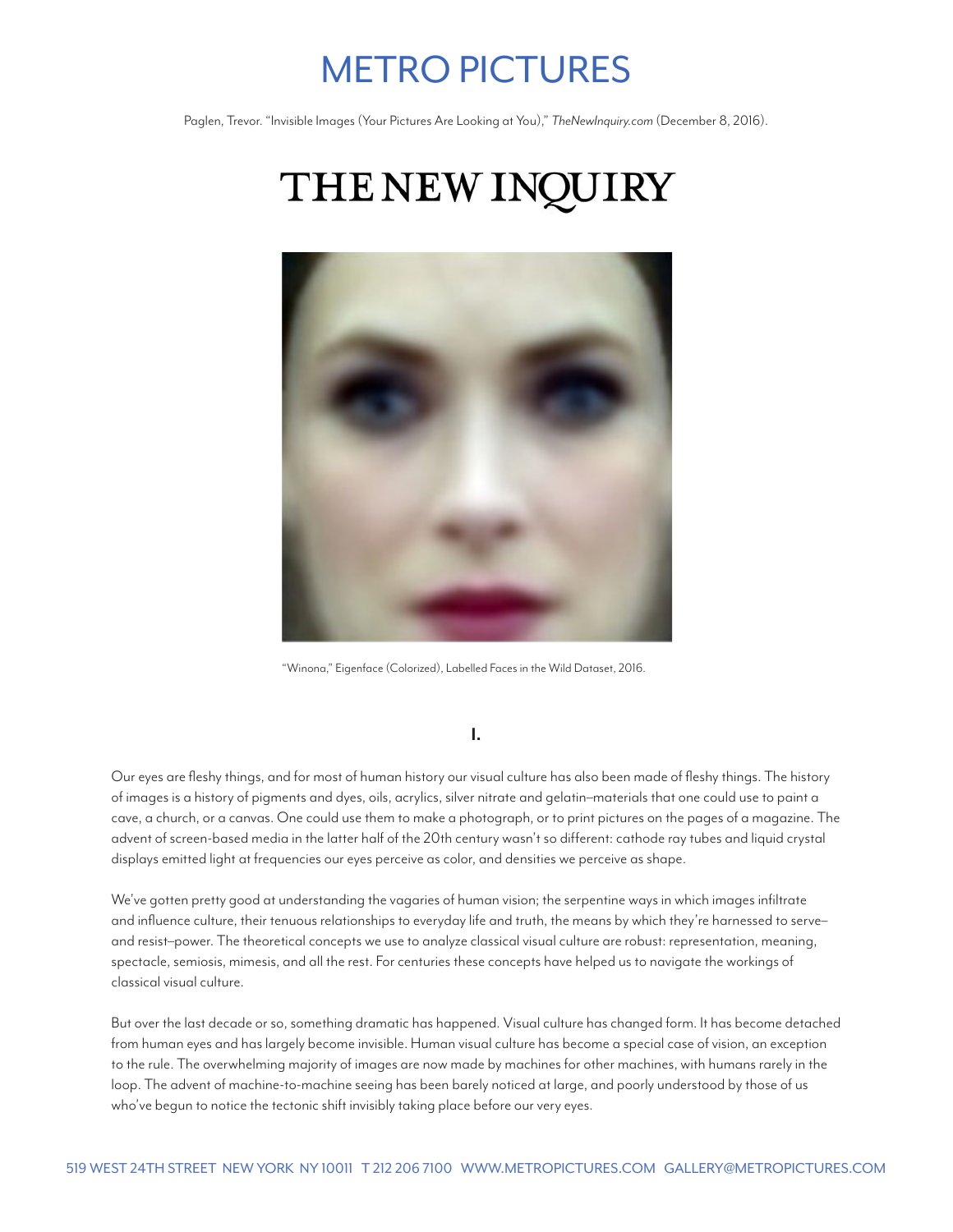# METRO PICTURES

Paglen, Trevor. "Invisible Images (Your Pictures Are Looking at You)," *TheNewInquiry.com* (December 8, 2016).

# THE NEW INQUIRY

"Winona," Eigenface (Colorized), Labelled Faces in the Wild Dataset, 2016.

## I.

Our eyes are fleshy things, and for most of human history our visual culture has also been made of fleshy things. The history of images is a history of pigments and dyes, oils, acrylics, silver nitrate and gelatin–materials that one could use to paint a cave, a church, or a canvas. One could use them to make a photograph, or to print pictures on the pages of a magazine. The advent of screen-based media in the latter half of the 20th century wasn't so different: cathode ray tubes and liquid crystal displays emitted light at frequencies our eyes perceive as color, and densities we perceive as shape.

We've gotten pretty good at understanding the vagaries of human vision; the serpentine ways in which images infiltrate and influence culture, their tenuous relationships to everyday life and truth, the means by which they're harnessed to serve–and resist–power. The theoretical concepts we use to analyze classical visual culture are robust: representation, meaning, spectacle, semiosis, mimesis, and all the rest. For centuries these concepts have helped us to navigate the workings of classical visual culture.

But over the last decade or so, something dramatic has happened. Visual culture has changed form. It has become detached from human eyes and has largely become invisible. Human visual culture has become a special case of vision, an exception to the rule. The overwhelming majority of images are now made by machines for other machines, with humans rarely in the loop. The advent of machine-to-machine seeing has been barely noticed at large, and poorly understood by those of us who've begun to notice the tectonic shift invisibly taking place before our very eyes.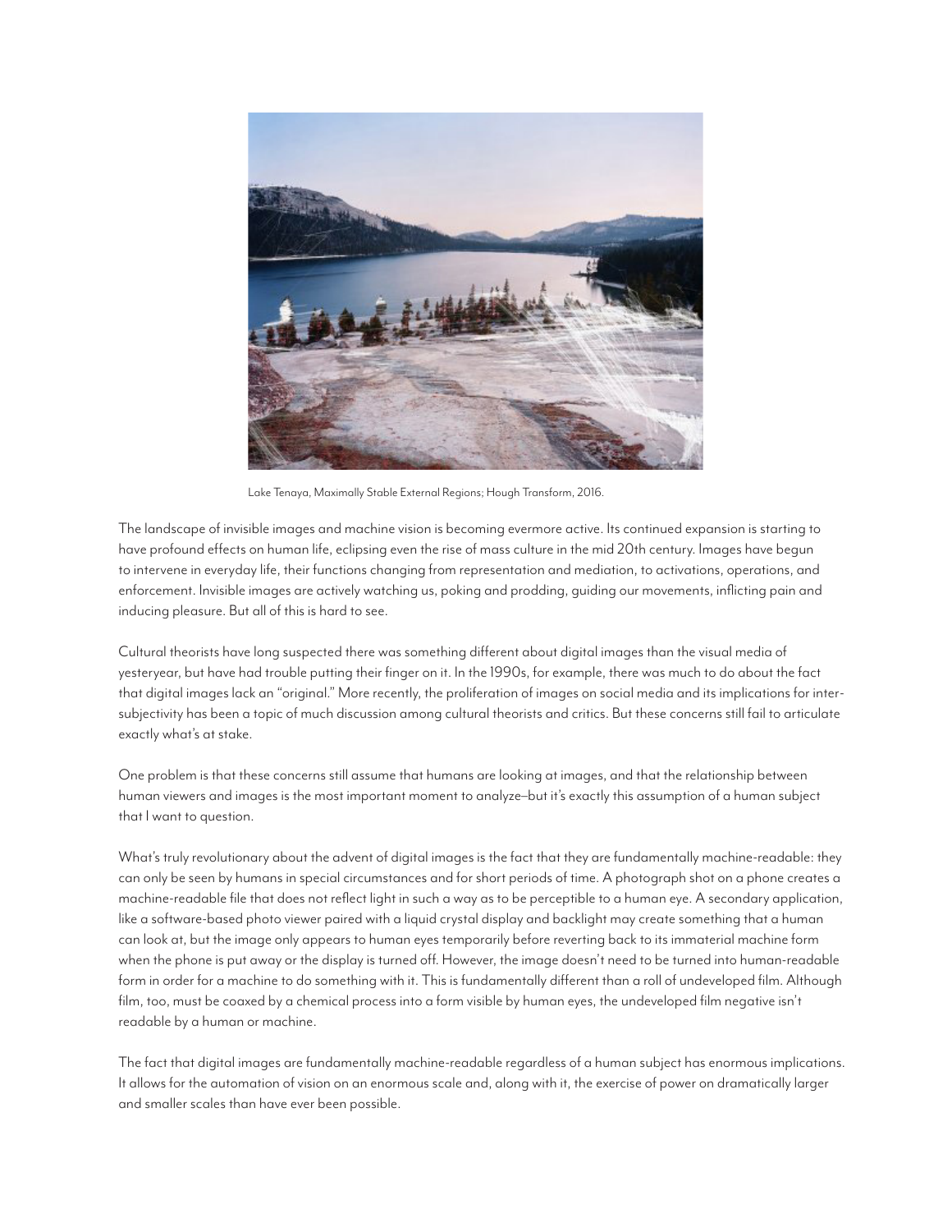Lake Tenaya, Maximally Stable External Regions; Hough Transform, 2016.

The landscape of invisible images and machine vision is becoming evermore active. Its continued expansion is starting to have profound effects on human life, eclipsing even the rise of mass culture in the mid 20th century. Images have begun to intervene in everyday life, their functions changing from representation and mediation, to activations, operations, and enforcement. Invisible images are actively watching us, poking and prodding, guiding our movements, inflicting pain and inducing pleasure. But all of this is hard to see.

Cultural theorists have long suspected there was something different about digital images than the visual media of yesteryear, but have had trouble putting their finger on it. In the 1990s, for example, there was much to do about the fact that digital images lack an "original." More recently, the proliferation of images on social media and its implications for inter-subjectivity has been a topic of much discussion among cultural theorists and critics. But these concerns still fail to articulate exactly what's at stake.

One problem is that these concerns still assume that humans are looking at images, and that the relationship between human viewers and images is the most important moment to analyze–but it's exactly this assumption of a human subject that I want to question.

What's truly revolutionary about the advent of digital images is the fact that they are fundamentally machine-readable: they can only be seen by humans in special circumstances and for short periods of time. A photograph shot on a phone creates a machine-readable file that does not reflect light in such a way as to be perceptible to a human eye. A secondary application, like a software-based photo viewer paired with a liquid crystal display and backlight may create something that a human can look at, but the image only appears to human eyes temporarily before reverting back to its immaterial machine form when the phone is put away or the display is turned off. However, the image doesn't need to be turned into human-readable form in order for a machine to do something with it. This is fundamentally different than a roll of undeveloped film. Although film, too, must be coaxed by a chemical process into a form visible by human eyes, the undeveloped film negative isn't readable by a human or machine.

The fact that digital images are fundamentally machine-readable regardless of a human subject has enormous implications. It allows for the automation of vision on an enormous scale and, along with it, the exercise of power on dramatically larger and smaller scales than have ever been possible.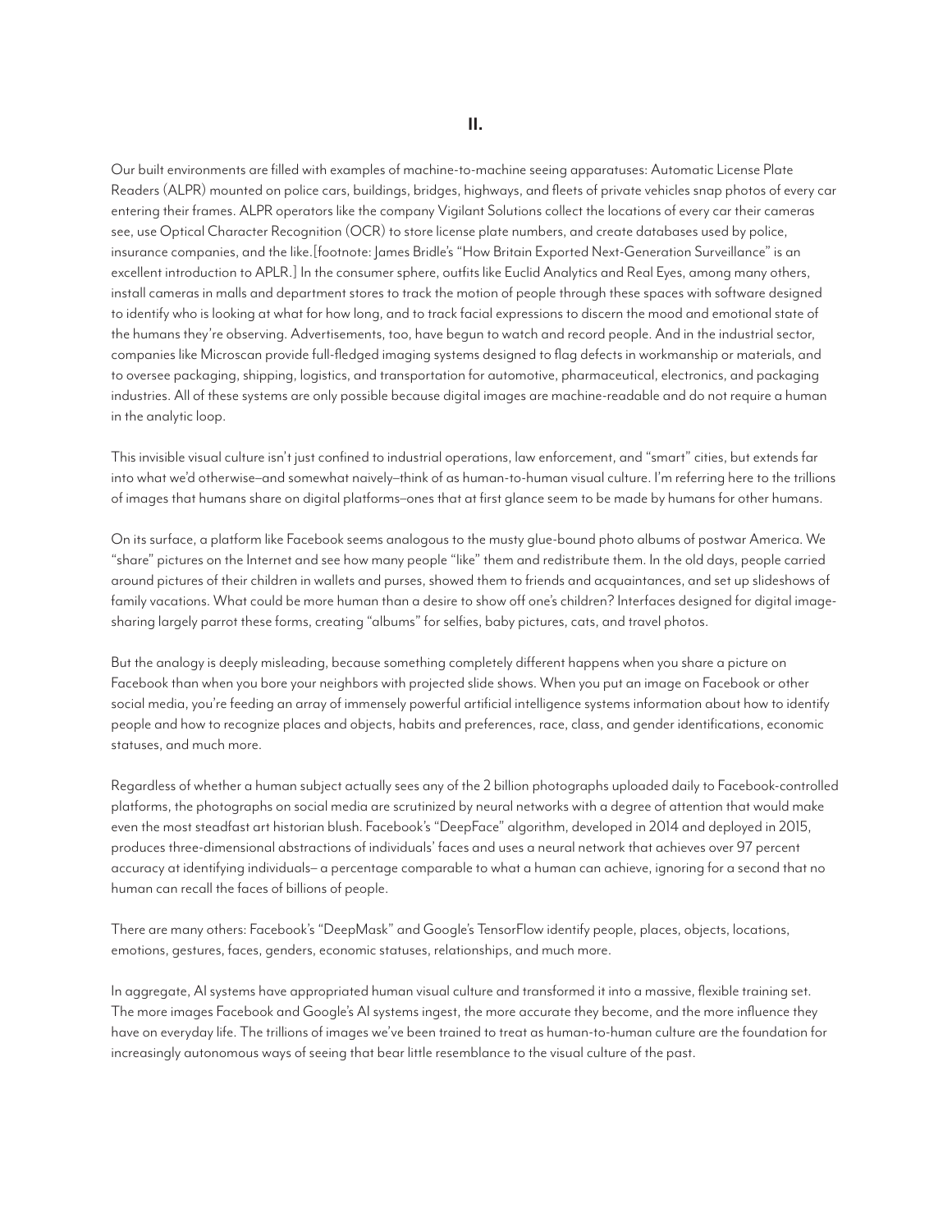## II.

Our built environments are filled with examples of machine-to-machine seeing apparatuses: Automatic License Plate Readers (ALPR) mounted on police cars, buildings, bridges, highways, and fleets of private vehicles snap photos of every car entering their frames. ALPR operators like the company Vigilant Solutions collect the locations of every car their cameras see, use Optical Character Recognition (OCR) to store license plate numbers, and create databases used by police, insurance companies, and the like.[footnote: James Bridle's "How Britain Exported Next-Generation Surveillance" is an excellent introduction to APLR.] In the consumer sphere, outfits like Euclid Analytics and Real Eyes, among many others, install cameras in malls and department stores to track the motion of people through these spaces with software designed to identify who is looking at what for how long, and to track facial expressions to discern the mood and emotional state of the humans they're observing. Advertisements, too, have begun to watch and record people. And in the industrial sector, companies like Microscan provide full-fledged imaging systems designed to flag defects in workmanship or materials, and to oversee packaging, shipping, logistics, and transportation for automotive, pharmaceutical, electronics, and packaging industries. All of these systems are only possible because digital images are machine-readable and do not require a human in the analytic loop.

This invisible visual culture isn't just confined to industrial operations, law enforcement, and "smart" cities, but extends far into what we'd otherwise–and somewhat naively–think of as human-to-human visual culture. I'm referring here to the trillions of images that humans share on digital platforms–ones that at first glance seem to be made by humans for other humans.

On its surface, a platform like Facebook seems analogous to the musty glue-bound photo albums of postwar America. We "share" pictures on the Internet and see how many people "like" them and redistribute them. In the old days, people carried around pictures of their children in wallets and purses, showed them to friends and acquaintances, and set up slideshows of family vacations. What could be more human than a desire to show off one's children? Interfaces designed for digital image-sharing largely parrot these forms, creating "albums" for selfies, baby pictures, cats, and travel photos.

But the analogy is deeply misleading, because something completely different happens when you share a picture on Facebook than when you bore your neighbors with projected slide shows. When you put an image on Facebook or other social media, you're feeding an array of immensely powerful artificial intelligence systems information about how to identify people and how to recognize places and objects, habits and preferences, race, class, and gender identifications, economic statuses, and much more.

Regardless of whether a human subject actually sees any of the 2 billion photographs uploaded daily to Facebook-controlled platforms, the photographs on social media are scrutinized by neural networks with a degree of attention that would make even the most steadfast art historian blush. Facebook's "DeepFace" algorithm, developed in 2014 and deployed in 2015, produces three-dimensional abstractions of individuals' faces and uses a neural network that achieves over 97 percent accuracy at identifying individuals– a percentage comparable to what a human can achieve, ignoring for a second that no human can recall the faces of billions of people.

There are many others: Facebook's "DeepMask" and Google's TensorFlow identify people, places, objects, locations, emotions, gestures, faces, genders, economic statuses, relationships, and much more.

In aggregate, AI systems have appropriated human visual culture and transformed it into a massive, flexible training set. The more images Facebook and Google's AI systems ingest, the more accurate they become, and the more influence they have on everyday life. The trillions of images we've been trained to treat as human-to-human culture are the foundation for increasingly autonomous ways of seeing that bear little resemblance to the visual culture of the past.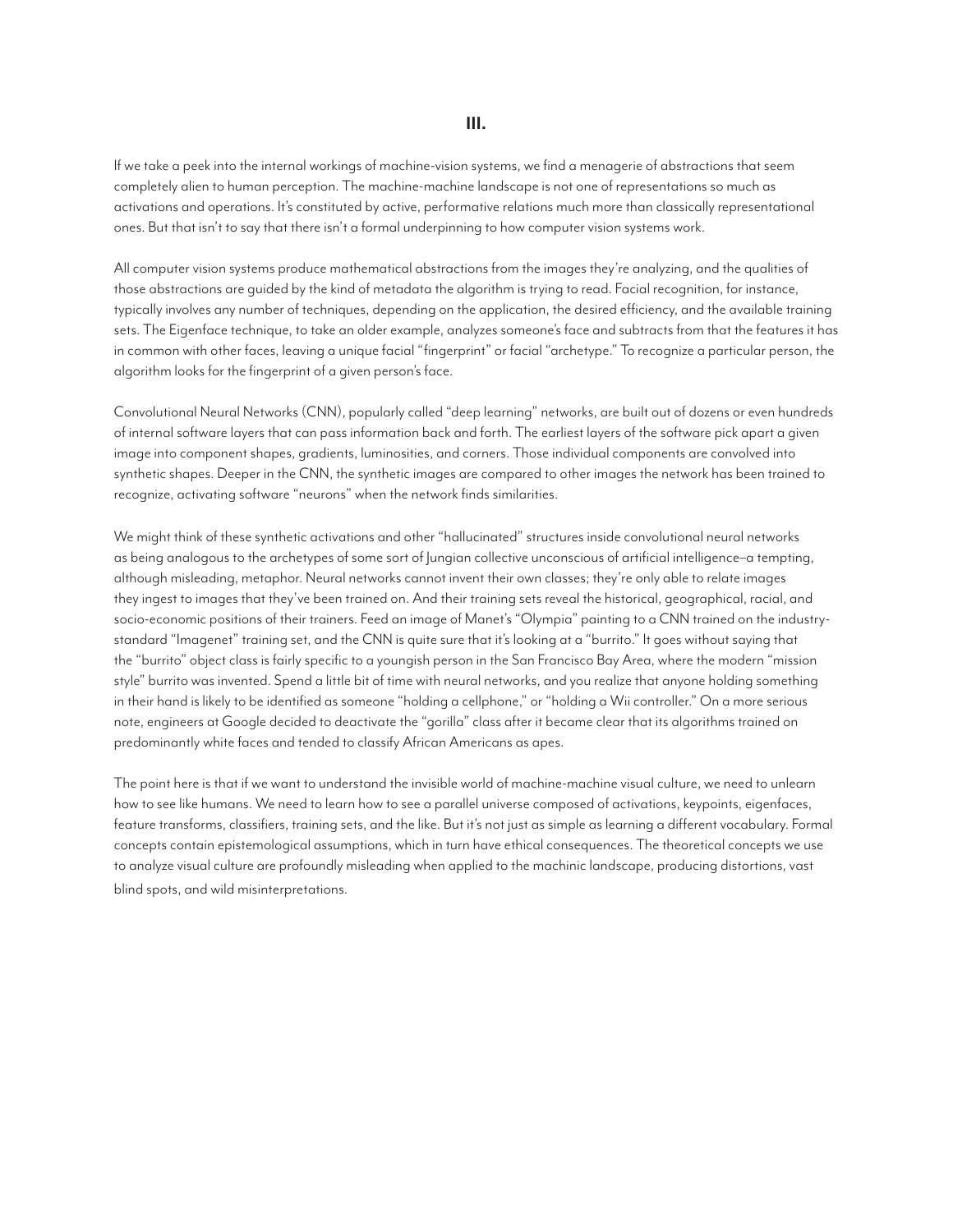### III.

If we take a peek into the internal workings of machine-vision systems, we find a menagerie of abstractions that seem completely alien to human perception. The machine-machine landscape is not one of representations so much as activations and operations. It's constituted by active, performative relations much more than classically representational ones. But that isn't to say that there isn't a formal underpinning to how computer vision systems work.

All computer vision systems produce mathematical abstractions from the images they're analyzing, and the qualities of those abstractions are guided by the kind of metadata the algorithm is trying to read. Facial recognition, for instance, typically involves any number of techniques, depending on the application, the desired efficiency, and the available training sets. The Eigenface technique, to take an older example, analyzes someone's face and subtracts from that the features it has in common with other faces, leaving a unique facial "fingerprint" or facial "archetype." To recognize a particular person, the algorithm looks for the fingerprint of a given person's face.

Convolutional Neural Networks (CNN), popularly called "deep learning" networks, are built out of dozens or even hundreds of internal software layers that can pass information back and forth. The earliest layers of the software pick apart a given image into component shapes, gradients, luminosities, and corners. Those individual components are convolved into synthetic shapes. Deeper in the CNN, the synthetic images are compared to other images the network has been trained to recognize, activating software "neurons" when the network finds similarities.

We might think of these synthetic activations and other "hallucinated" structures inside convolutional neural networks as being analogous to the archetypes of some sort of Jungian collective unconscious of artificial intelligence—a tempting, although misleading, metaphor. Neural networks cannot invent their own classes; they're only able to relate images they ingest to images that they've been trained on. And their training sets reveal the historical, geographical, racial, and socio-economic positions of their trainers. Feed an image of Manet's "Olympia" painting to a CNN trained on the industry-standard "Imagenet" training set, and the CNN is quite sure that it's looking at a "burrito." It goes without saying that the "burrito" object class is fairly specific to a youngish person in the San Francisco Bay Area, where the modern "mission style" burrito was invented. Spend a little bit of time with neural networks, and you realize that anyone holding something in their hand is likely to be identified as someone "holding a cellphone," or "holding a Wii controller." On a more serious note, engineers at Google decided to deactivate the "gorilla" class after it became clear that its algorithms trained on predominantly white faces and tended to classify African Americans as apes.

The point here is that if we want to understand the invisible world of machine-machine visual culture, we need to unlearn how to see like humans. We need to learn how to see a parallel universe composed of activations, keypoints, eigenfaces, feature transforms, classifiers, training sets, and the like. But it's not just as simple as learning a different vocabulary. Formal concepts contain epistemological assumptions, which in turn have ethical consequences. The theoretical concepts we use to analyze visual culture are profoundly misleading when applied to the machinic landscape, producing distortions, vast blind spots, and wild misinterpretations.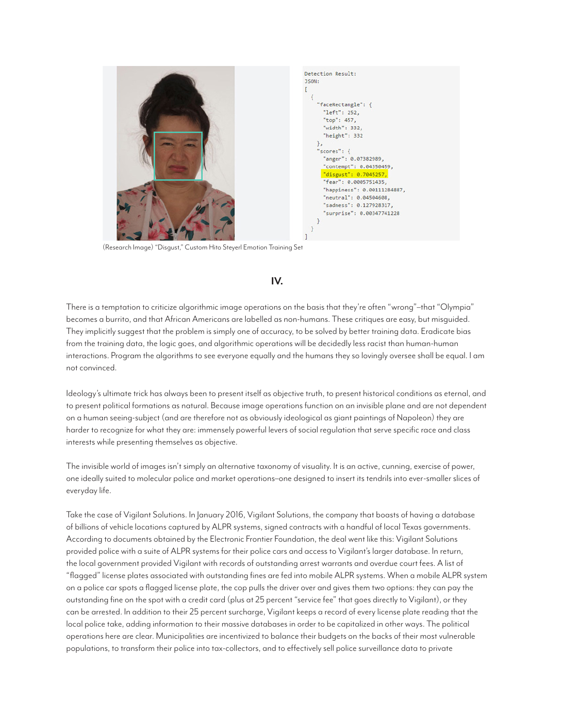```
Detection Result:
JSON:
[
  {
    "faceRectangle": {
      "left": 252,
      "top": 457,
      "width": 332,
      "height": 332
    },
    "scores": {
      "anger": 0.07382989,
      "contempt": 0.04350459,
      "disgust": 0.7045257,
      "fear": 0.0005751435,
      "happiness": 0.00111284887,
      "neutral": 0.04504608,
      "sadness": 0.127928317,
      "surprise": 0.00347741228
    }
  }
]
```

(Research Image) "Disgust," Custom Hito Steyerl Emotion Training Set

## IV.

There is a temptation to criticize algorithmic image operations on the basis that they're often "wrong"–that "Olympia" becomes a burrito, and that African Americans are labelled as non-humans. These critiques are easy, but misguided. They implicitly suggest that the problem is simply one of accuracy, to be solved by better training data. Eradicate bias from the training data, the logic goes, and algorithmic operations will be decidedly less racist than human-human interactions. Program the algorithms to see everyone equally and the humans they so lovingly oversee shall be equal. I am not convinced.

Ideology's ultimate trick has always been to present itself as objective truth, to present historical conditions as eternal, and to present political formations as natural. Because image operations function on an invisible plane and are not dependent on a human seeing-subject (and are therefore not as obviously ideological as giant paintings of Napoleon) they are harder to recognize for what they are: immensely powerful levers of social regulation that serve specific race and class interests while presenting themselves as objective.

The invisible world of images isn't simply an alternative taxonomy of visuality. It is an active, cunning, exercise of power, one ideally suited to molecular police and market operations–one designed to insert its tendrils into ever-smaller slices of everyday life.

Take the case of Vigilant Solutions. In January 2016, Vigilant Solutions, the company that boasts of having a database of billions of vehicle locations captured by ALPR systems, signed contracts with a handful of local Texas governments. According to documents obtained by the Electronic Frontier Foundation, the deal went like this: Vigilant Solutions provided police with a suite of ALPR systems for their police cars and access to Vigilant's larger database. In return, the local government provided Vigilant with records of outstanding arrest warrants and overdue court fees. A list of "flagged" license plates associated with outstanding fines are fed into mobile ALPR systems. When a mobile ALPR system on a police car spots a flagged license plate, the cop pulls the driver over and gives them two options: they can pay the outstanding fine on the spot with a credit card (plus at 25 percent "service fee" that goes directly to Vigilant), or they can be arrested. In addition to their 25 percent surcharge, Vigilant keeps a record of every license plate reading that the local police take, adding information to their massive databases in order to be capitalized in other ways. The political operations here are clear. Municipalities are incentivized to balance their budgets on the backs of their most vulnerable populations, to transform their police into tax-collectors, and to effectively sell police surveillance data to private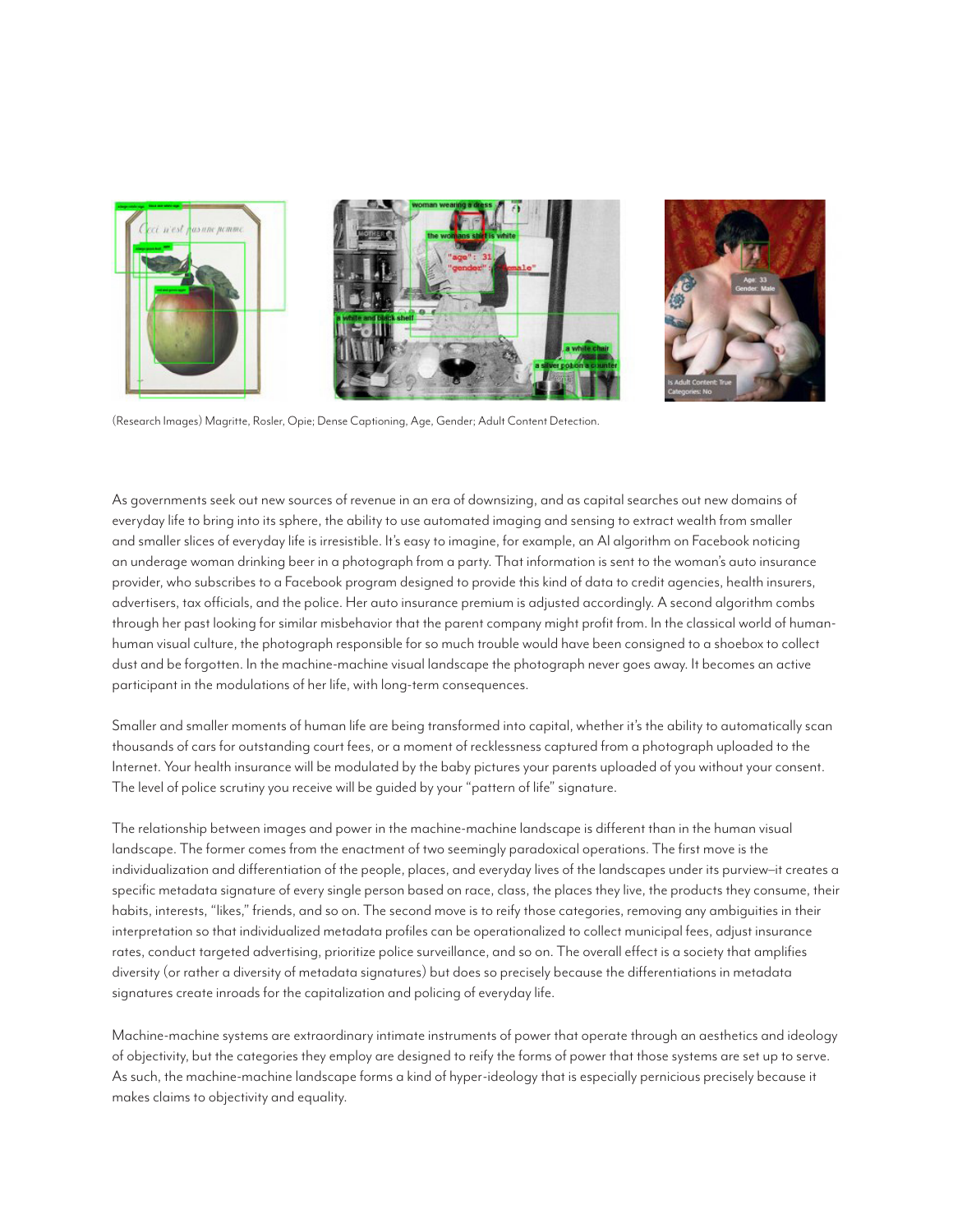(Research Images) Magritte, Rosler, Opie; Dense Captioning, Age, Gender; Adult Content Detection.

As governments seek out new sources of revenue in an era of downsizing, and as capital searches out new domains of everyday life to bring into its sphere, the ability to use automated imaging and sensing to extract wealth from smaller and smaller slices of everyday life is irresistible. It's easy to imagine, for example, an AI algorithm on Facebook noticing an underage woman drinking beer in a photograph from a party. That information is sent to the woman's auto insurance provider, who subscribes to a Facebook program designed to provide this kind of data to credit agencies, health insurers, advertisers, tax officials, and the police. Her auto insurance premium is adjusted accordingly. A second algorithm combs through her past looking for similar misbehavior that the parent company might profit from. In the classical world of human-human visual culture, the photograph responsible for so much trouble would have been consigned to a shoebox to collect dust and be forgotten. In the machine-machine visual landscape the photograph never goes away. It becomes an active participant in the modulations of her life, with long-term consequences.

Smaller and smaller moments of human life are being transformed into capital, whether it's the ability to automatically scan thousands of cars for outstanding court fees, or a moment of recklessness captured from a photograph uploaded to the Internet. Your health insurance will be modulated by the baby pictures your parents uploaded of you without your consent. The level of police scrutiny you receive will be guided by your "pattern of life" signature.

The relationship between images and power in the machine-machine landscape is different than in the human visual landscape. The former comes from the enactment of two seemingly paradoxical operations. The first move is the individualization and differentiation of the people, places, and everyday lives of the landscapes under its purview–it creates a specific metadata signature of every single person based on race, class, the places they live, the products they consume, their habits, interests, "likes," friends, and so on. The second move is to reify those categories, removing any ambiguities in their interpretation so that individualized metadata profiles can be operationalized to collect municipal fees, adjust insurance rates, conduct targeted advertising, prioritize police surveillance, and so on. The overall effect is a society that amplifies diversity (or rather a diversity of metadata signatures) but does so precisely because the differentiations in metadata signatures create inroads for the capitalization and policing of everyday life.

Machine-machine systems are extraordinary intimate instruments of power that operate through an aesthetics and ideology of objectivity, but the categories they employ are designed to reify the forms of power that those systems are set up to serve. As such, the machine-machine landscape forms a kind of hyper-ideology that is especially pernicious precisely because it makes claims to objectivity and equality.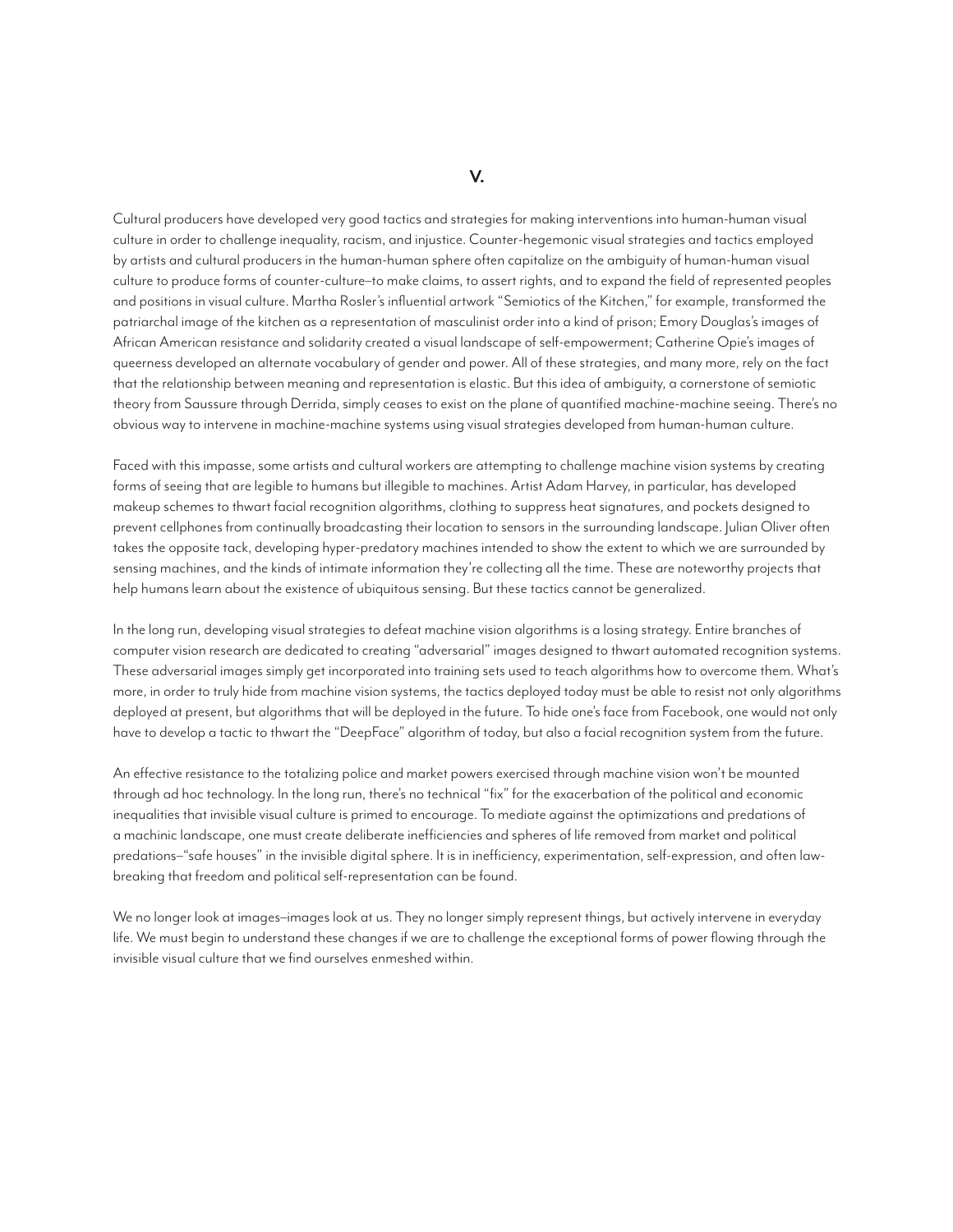## V.

Cultural producers have developed very good tactics and strategies for making interventions into human-human visual culture in order to challenge inequality, racism, and injustice. Counter-hegemonic visual strategies and tactics employed by artists and cultural producers in the human-human sphere often capitalize on the ambiguity of human-human visual culture to produce forms of counter-culture–to make claims, to assert rights, and to expand the field of represented peoples and positions in visual culture. Martha Rosler's influential artwork "Semiotics of the Kitchen," for example, transformed the patriarchal image of the kitchen as a representation of masculinist order into a kind of prison; Emory Douglas's images of African American resistance and solidarity created a visual landscape of self-empowerment; Catherine Opie's images of queerness developed an alternate vocabulary of gender and power. All of these strategies, and many more, rely on the fact that the relationship between meaning and representation is elastic. But this idea of ambiguity, a cornerstone of semiotic theory from Saussure through Derrida, simply ceases to exist on the plane of quantified machine-machine seeing. There's no obvious way to intervene in machine-machine systems using visual strategies developed from human-human culture.

Faced with this impasse, some artists and cultural workers are attempting to challenge machine vision systems by creating forms of seeing that are legible to humans but illegible to machines. Artist Adam Harvey, in particular, has developed makeup schemes to thwart facial recognition algorithms, clothing to suppress heat signatures, and pockets designed to prevent cellphones from continually broadcasting their location to sensors in the surrounding landscape. Julian Oliver often takes the opposite tack, developing hyper-predatory machines intended to show the extent to which we are surrounded by sensing machines, and the kinds of intimate information they're collecting all the time. These are noteworthy projects that help humans learn about the existence of ubiquitous sensing. But these tactics cannot be generalized.

In the long run, developing visual strategies to defeat machine vision algorithms is a losing strategy. Entire branches of computer vision research are dedicated to creating "adversarial" images designed to thwart automated recognition systems. These adversarial images simply get incorporated into training sets used to teach algorithms how to overcome them. What's more, in order to truly hide from machine vision systems, the tactics deployed today must be able to resist not only algorithms deployed at present, but algorithms that will be deployed in the future. To hide one's face from Facebook, one would not only have to develop a tactic to thwart the "DeepFace" algorithm of today, but also a facial recognition system from the future.

An effective resistance to the totalizing police and market powers exercised through machine vision won't be mounted through ad hoc technology. In the long run, there's no technical "fix" for the exacerbation of the political and economic inequalities that invisible visual culture is primed to encourage. To mediate against the optimizations and predations of a machinic landscape, one must create deliberate inefficiencies and spheres of life removed from market and political predations–"safe houses" in the invisible digital sphere. It is in inefficiency, experimentation, self-expression, and often law-breaking that freedom and political self-representation can be found.

We no longer look at images–images look at us. They no longer simply represent things, but actively intervene in everyday life. We must begin to understand these changes if we are to challenge the exceptional forms of power flowing through the invisible visual culture that we find ourselves enmeshed within.